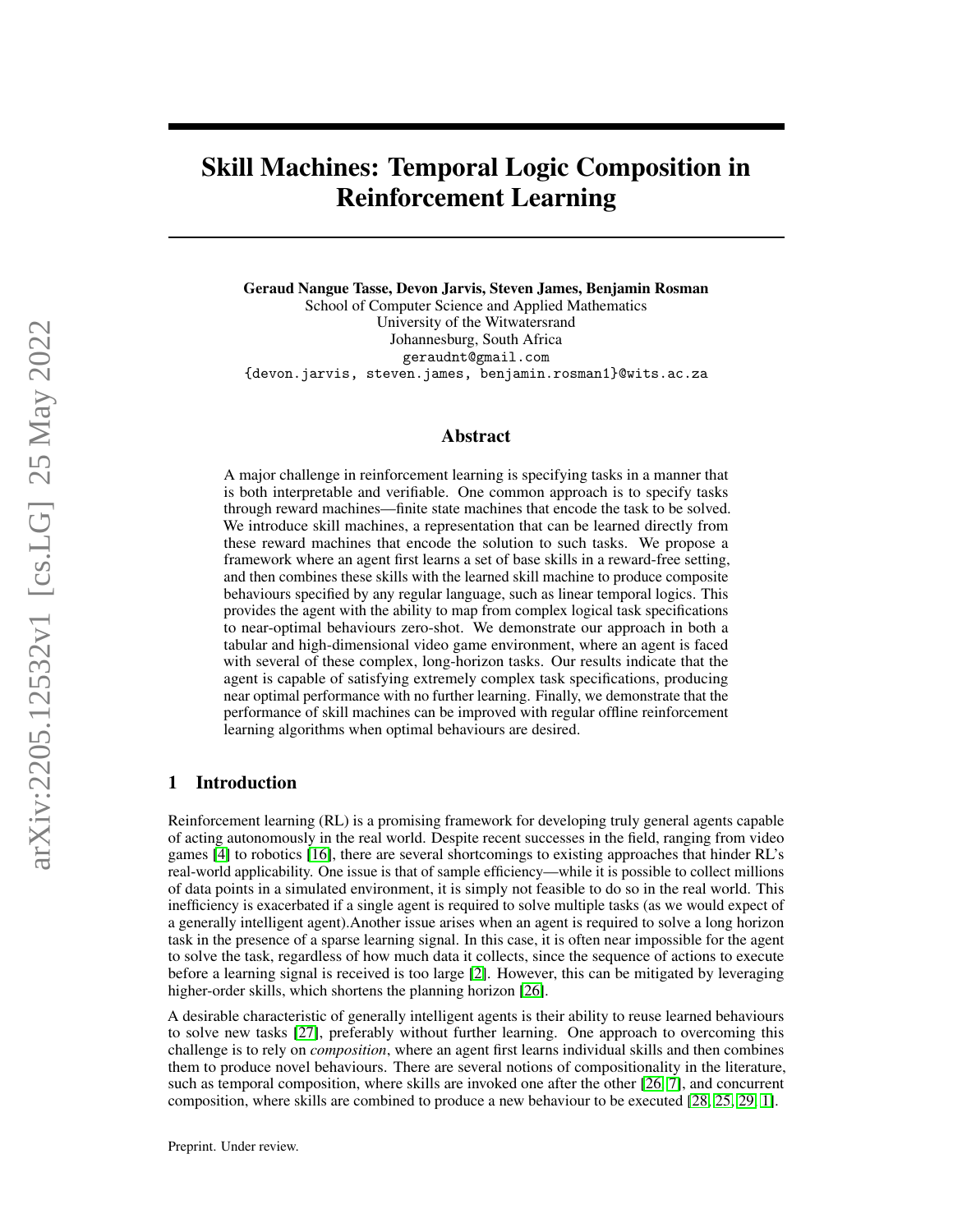# Skill Machines: Temporal Logic Composition in Reinforcement Learning

**Geraud Nangue Tasse, Devon Jarvis, Steven James, Benjamin Rosman**
School of Computer Science and Applied Mathematics
University of the Witwatersrand
Johannesburg, South Africa
geraudnt@gmail.com
{devon.jarvis, steven.james, benjamin.rosman1}@wits.ac.za

## Abstract

A major challenge in reinforcement learning is specifying tasks in a manner that is both interpretable and verifiable. One common approach is to specify tasks through reward machines—finite state machines that encode the task to be solved. We introduce skill machines, a representation that can be learned directly from these reward machines that encode the solution to such tasks. We propose a framework where an agent first learns a set of base skills in a reward-free setting, and then combines these skills with the learned skill machine to produce composite behaviours specified by any regular language, such as linear temporal logics. This provides the agent with the ability to map from complex logical task specifications to near-optimal behaviours zero-shot. We demonstrate our approach in both a tabular and high-dimensional video game environment, where an agent is faced with several of these complex, long-horizon tasks. Our results indicate that the agent is capable of satisfying extremely complex task specifications, producing near optimal performance with no further learning. Finally, we demonstrate that the performance of skill machines can be improved with regular offline reinforcement learning algorithms when optimal behaviours are desired.

## 1 Introduction

Reinforcement learning (RL) is a promising framework for developing truly general agents capable of acting autonomously in the real world. Despite recent successes in the field, ranging from video games [4] to robotics [16], there are several shortcomings to existing approaches that hinder RL's real-world applicability. One issue is that of sample efficiency—while it is possible to collect millions of data points in a simulated environment, it is simply not feasible to do so in the real world. This inefficiency is exacerbated if a single agent is required to solve multiple tasks (as we would expect of a generally intelligent agent).Another issue arises when an agent is required to solve a long horizon task in the presence of a sparse learning signal. In this case, it is often near impossible for the agent to solve the task, regardless of how much data it collects, since the sequence of actions to execute before a learning signal is received is too large [2]. However, this can be mitigated by leveraging higher-order skills, which shortens the planning horizon [26].

A desirable characteristic of generally intelligent agents is their ability to reuse learned behaviours to solve new tasks [27], preferably without further learning. One approach to overcoming this challenge is to rely on *composition*, where an agent first learns individual skills and then combines them to produce novel behaviours. There are several notions of compositionality in the literature, such as temporal composition, where skills are invoked one after the other [26, 7], and concurrent composition, where skills are combined to produce a new behaviour to be executed [28, 25, 29, 1].

Preprint. Under review.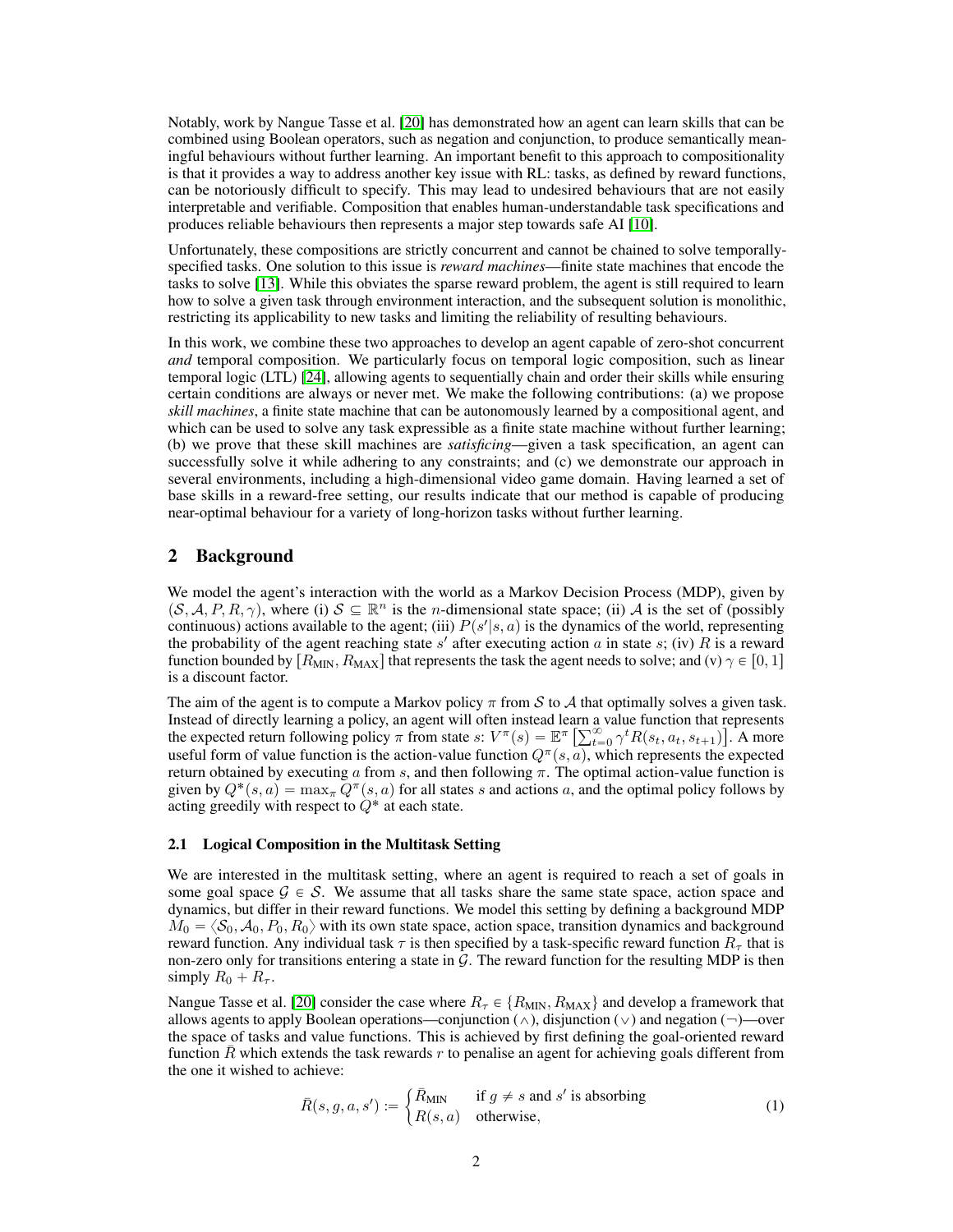Notably, work by Nangue Tasse et al. [20] has demonstrated how an agent can learn skills that can be combined using Boolean operators, such as negation and conjunction, to produce semantically meaningful behaviours without further learning. An important benefit to this approach to compositionality is that it provides a way to address another key issue with RL: tasks, as defined by reward functions, can be notoriously difficult to specify. This may lead to undesired behaviours that are not easily interpretable and verifiable. Composition that enables human-understandable task specifications and produces reliable behaviours then represents a major step towards safe AI [10].

Unfortunately, these compositions are strictly concurrent and cannot be chained to solve temporally-specified tasks. One solution to this issue is *reward machines*—finite state machines that encode the tasks to solve [13]. While this obviates the sparse reward problem, the agent is still required to learn how to solve a given task through environment interaction, and the subsequent solution is monolithic, restricting its applicability to new tasks and limiting the reliability of resulting behaviours.

In this work, we combine these two approaches to develop an agent capable of zero-shot concurrent *and* temporal composition. We particularly focus on temporal logic composition, such as linear temporal logic (LTL) [24], allowing agents to sequentially chain and order their skills while ensuring certain conditions are always or never met. We make the following contributions: (a) we propose *skill machines*, a finite state machine that can be autonomously learned by a compositional agent, and which can be used to solve any task expressible as a finite state machine without further learning; (b) we prove that these skill machines are *satisficing*—given a task specification, an agent can successfully solve it while adhering to any constraints; and (c) we demonstrate our approach in several environments, including a high-dimensional video game domain. Having learned a set of base skills in a reward-free setting, our results indicate that our method is capable of producing near-optimal behaviour for a variety of long-horizon tasks without further learning.

## 2 Background

We model the agent's interaction with the world as a Markov Decision Process (MDP), given by $(\mathcal{S}, \mathcal{A}, P, R, \gamma)$, where (i) $\mathcal{S} \subseteq \mathbb{R}^n$ is the $n$-dimensional state space; (ii) $\mathcal{A}$ is the set of (possibly continuous) actions available to the agent; (iii) $P(s'|s,a)$ is the dynamics of the world, representing the probability of the agent reaching state $s'$ after executing action $a$ in state $s$; (iv) $R$ is a reward function bounded by $[R_{\text{MIN}}, R_{\text{MAX}}]$ that represents the task the agent needs to solve; and (v) $\gamma \in [0,1]$ is a discount factor.

The aim of the agent is to compute a Markov policy $\pi$ from $\mathcal{S}$ to $\mathcal{A}$ that optimally solves a given task. Instead of directly learning a policy, an agent will often instead learn a value function that represents the expected return following policy $\pi$ from state $s$: $V^\pi(s) = \mathbb{E}^\pi\left[\sum_{t=0}^{\infty} \gamma^t R(s_t, a_t, s_{t+1})\right]$. A more useful form of value function is the action-value function $Q^\pi(s,a)$, which represents the expected return obtained by executing $a$ from $s$, and then following $\pi$. The optimal action-value function is given by $Q^*(s,a) = \max_\pi Q^\pi(s,a)$ for all states $s$ and actions $a$, and the optimal policy follows by acting greedily with respect to $Q^*$ at each state.

### 2.1 Logical Composition in the Multitask Setting

We are interested in the multitask setting, where an agent is required to reach a set of goals in some goal space $\mathcal{G} \in \mathcal{S}$. We assume that all tasks share the same state space, action space and dynamics, but differ in their reward functions. We model this setting by defining a background MDP $M_0 = \langle \mathcal{S}_0, \mathcal{A}_0, P_0, R_0 \rangle$ with its own state space, action space, transition dynamics and background reward function. Any individual task $\tau$ is then specified by a task-specific reward function $R_\tau$ that is non-zero only for transitions entering a state in $\mathcal{G}$. The reward function for the resulting MDP is then simply $R_0 + R_\tau$.

Nangue Tasse et al. [20] consider the case where $R_\tau \in \{R_{\text{MIN}}, R_{\text{MAX}}\}$ and develop a framework that allows agents to apply Boolean operations—conjunction ($\wedge$), disjunction ($\vee$) and negation ($\neg$)—over the space of tasks and value functions. This is achieved by first defining the goal-oriented reward function $\bar{R}$ which extends the task rewards $r$ to penalise an agent for achieving goals different from the one it wished to achieve:

$$\bar{R}(s,g,a,s') := \begin{cases} \bar{R}_{\text{MIN}} & \text{if } g \neq s \text{ and } s' \text{ is absorbing} \\ R(s,a) & \text{otherwise,} \end{cases} \tag{1}$$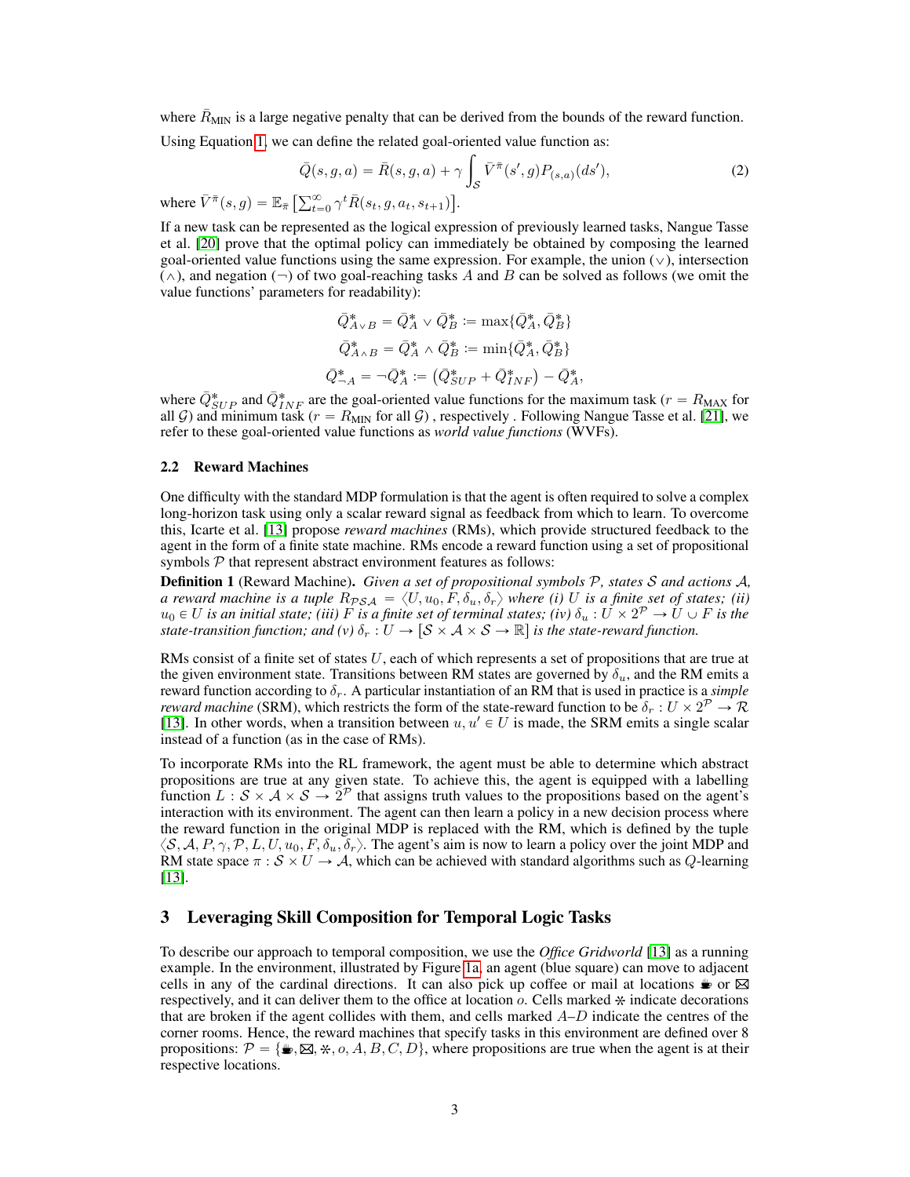where $\bar{R}_{\text{MIN}}$ is a large negative penalty that can be derived from the bounds of the reward function.

Using Equation 1, we can define the related goal-oriented value function as:

$$\bar{Q}(s, g, a) = \bar{R}(s, g, a) + \gamma \int_{\mathcal{S}} \bar{V}^{\bar{\pi}}(s', g) P_{(s,a)}(ds'), \tag{2}$$

where $\bar{V}^{\bar{\pi}}(s, g) = \mathbb{E}_{\bar{\pi}}\left[\sum_{t=0}^{\infty} \gamma^t \bar{R}(s_t, g, a_t, s_{t+1})\right]$.

If a new task can be represented as the logical expression of previously learned tasks, Nangue Tasse et al. [20] prove that the optimal policy can immediately be obtained by composing the learned goal-oriented value functions using the same expression. For example, the union ($\vee$), intersection ($\wedge$), and negation ($\neg$) of two goal-reaching tasks $A$ and $B$ can be solved as follows (we omit the value functions' parameters for readability):

$$\bar{Q}^*_{A \vee B} = \bar{Q}^*_A \vee \bar{Q}^*_B := \max\{\bar{Q}^*_A, \bar{Q}^*_B\}$$

$$\bar{Q}^*_{A \wedge B} = \bar{Q}^*_A \wedge \bar{Q}^*_B := \min\{\bar{Q}^*_A, \bar{Q}^*_B\}$$

$$\bar{Q}^*_{\neg A} = \neg \bar{Q}^*_A := \left(\bar{Q}^*_{SUP} + \bar{Q}^*_{INF}\right) - \bar{Q}^*_A,$$

where $\bar{Q}^*_{SUP}$ and $\bar{Q}^*_{INF}$ are the goal-oriented value functions for the maximum task ($r = R_{\text{MAX}}$ for all $\mathcal{G}$) and minimum task ($r = R_{\text{MIN}}$ for all $\mathcal{G}$) , respectively . Following Nangue Tasse et al. [21], we refer to these goal-oriented value functions as *world value functions* (WVFs).

### 2.2 Reward Machines

One difficulty with the standard MDP formulation is that the agent is often required to solve a complex long-horizon task using only a scalar reward signal as feedback from which to learn. To overcome this, Icarte et al. [13] propose *reward machines* (RMs), which provide structured feedback to the agent in the form of a finite state machine. RMs encode a reward function using a set of propositional symbols $\mathcal{P}$ that represent abstract environment features as follows:

**Definition 1** (Reward Machine). *Given a set of propositional symbols $\mathcal{P}$, states $\mathcal{S}$ and actions $\mathcal{A}$, a reward machine is a tuple $R_{\mathcal{PSA}} = \langle U, u_0, F, \delta_u, \delta_r \rangle$ where (i) $U$ is a finite set of states; (ii) $u_0 \in U$ is an initial state; (iii) $F$ is a finite set of terminal states; (iv) $\delta_u : U \times 2^{\mathcal{P}} \to U \cup F$ is the state-transition function; and (v) $\delta_r : U \to [\mathcal{S} \times \mathcal{A} \times \mathcal{S} \to \mathbb{R}]$ is the state-reward function.*

RMs consist of a finite set of states $U$, each of which represents a set of propositions that are true at the given environment state. Transitions between RM states are governed by $\delta_u$, and the RM emits a reward function according to $\delta_r$. A particular instantiation of an RM that is used in practice is a *simple reward machine* (SRM), which restricts the form of the state-reward function to be $\delta_r : U \times 2^{\mathcal{P}} \to \mathcal{R}$ [13]. In other words, when a transition between $u, u' \in U$ is made, the SRM emits a single scalar instead of a function (as in the case of RMs).

To incorporate RMs into the RL framework, the agent must be able to determine which abstract propositions are true at any given state. To achieve this, the agent is equipped with a labelling function $L : \mathcal{S} \times \mathcal{A} \times \mathcal{S} \to 2^{\mathcal{P}}$ that assigns truth values to the propositions based on the agent's interaction with its environment. The agent can then learn a policy in a new decision process where the reward function in the original MDP is replaced with the RM, which is defined by the tuple $\langle \mathcal{S}, \mathcal{A}, P, \gamma, \mathcal{P}, L, U, u_0, F, \delta_u, \delta_r \rangle$. The agent's aim is now to learn a policy over the joint MDP and RM state space $\pi : \mathcal{S} \times U \to \mathcal{A}$, which can be achieved with standard algorithms such as $Q$-learning [13].

## 3 Leveraging Skill Composition for Temporal Logic Tasks

To describe our approach to temporal composition, we use the *Office Gridworld* [13] as a running example. In the environment, illustrated by Figure 1a, an agent (blue square) can move to adjacent cells in any of the cardinal directions. It can also pick up coffee or mail at locations ☕ or ✉ respectively, and it can deliver them to the office at location $o$. Cells marked ✲ indicate decorations that are broken if the agent collides with them, and cells marked $A$–$D$ indicate the centres of the corner rooms. Hence, the reward machines that specify tasks in this environment are defined over 8 propositions: $\mathcal{P} = \{$☕, ✉, ✲, $o, A, B, C, D\}$, where propositions are true when the agent is at their respective locations.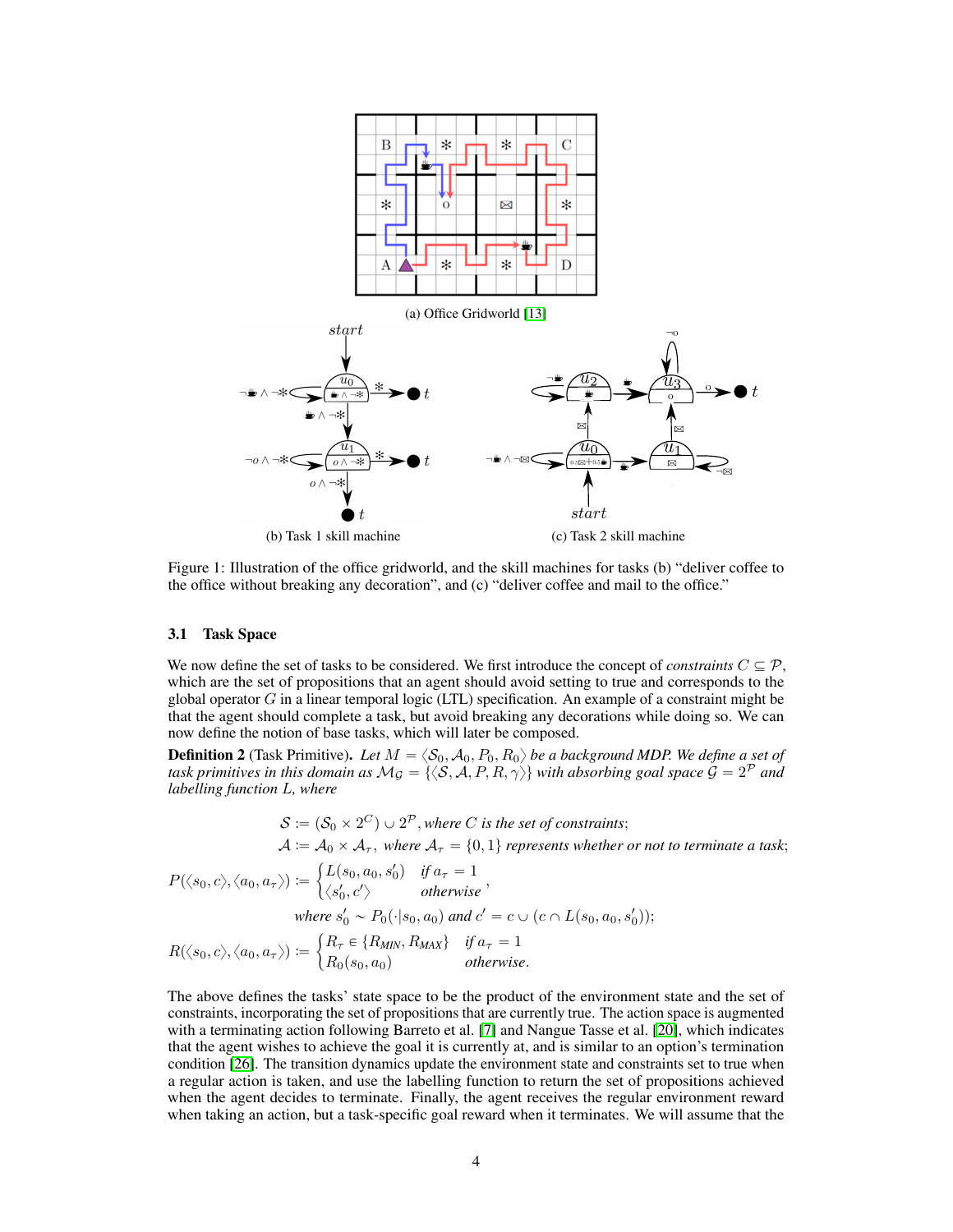(a) Office Gridworld [13]

(b) Task 1 skill machine

(c) Task 2 skill machine

Figure 1: Illustration of the office gridworld, and the skill machines for tasks (b) "deliver coffee to the office without breaking any decoration", and (c) "deliver coffee and mail to the office."

### 3.1 Task Space

We now define the set of tasks to be considered. We first introduce the concept of *constraints* $C \subseteq \mathcal{P}$, which are the set of propositions that an agent should avoid setting to true and corresponds to the global operator $G$ in a linear temporal logic (LTL) specification. An example of a constraint might be that the agent should complete a task, but avoid breaking any decorations while doing so. We can now define the notion of base tasks, which will later be composed.

**Definition 2** (Task Primitive). *Let $M = \langle \mathcal{S}_0, \mathcal{A}_0, P_0, R_0 \rangle$ be a background MDP. We define a set of task primitives in this domain as $\mathcal{M}_\mathcal{G} = \{\langle \mathcal{S}, \mathcal{A}, P, R, \gamma \rangle\}$ with absorbing goal space $\mathcal{G} = 2^\mathcal{P}$ and labelling function $L$, where*

$$\mathcal{S} := (\mathcal{S}_0 \times 2^C) \cup 2^\mathcal{P}, \text{ where } C \text{ is the set of constraints};$$

$$\mathcal{A} := \mathcal{A}_0 \times \mathcal{A}_\tau, \text{ where } \mathcal{A}_\tau = \{0, 1\} \text{ represents whether or not to terminate a task};$$

$$P(\langle s_0, c \rangle, \langle a_0, a_\tau \rangle) := \begin{cases} L(s_0, a_0, s_0') & \text{if } a_\tau = 1 \\ \langle s_0', c' \rangle & \text{otherwise} \end{cases},$$

$$\text{where } s_0' \sim P_0(\cdot | s_0, a_0) \text{ and } c' = c \cup (c \cap L(s_0, a_0, s_0'));$$

$$R(\langle s_0, c \rangle, \langle a_0, a_\tau \rangle) := \begin{cases} R_\tau \in \{R_{MIN}, R_{MAX}\} & \text{if } a_\tau = 1 \\ R_0(s_0, a_0) & \text{otherwise.} \end{cases}$$

The above defines the tasks' state space to be the product of the environment state and the set of constraints, incorporating the set of propositions that are currently true. The action space is augmented with a terminating action following Barreto et al. [7] and Nangue Tasse et al. [20], which indicates that the agent wishes to achieve the goal it is currently at, and is similar to an option's termination condition [26]. The transition dynamics update the environment state and constraints set to true when a regular action is taken, and use the labelling function to return the set of propositions achieved when the agent decides to terminate. Finally, the agent receives the regular environment reward when taking an action, but a task-specific goal reward when it terminates. We will assume that the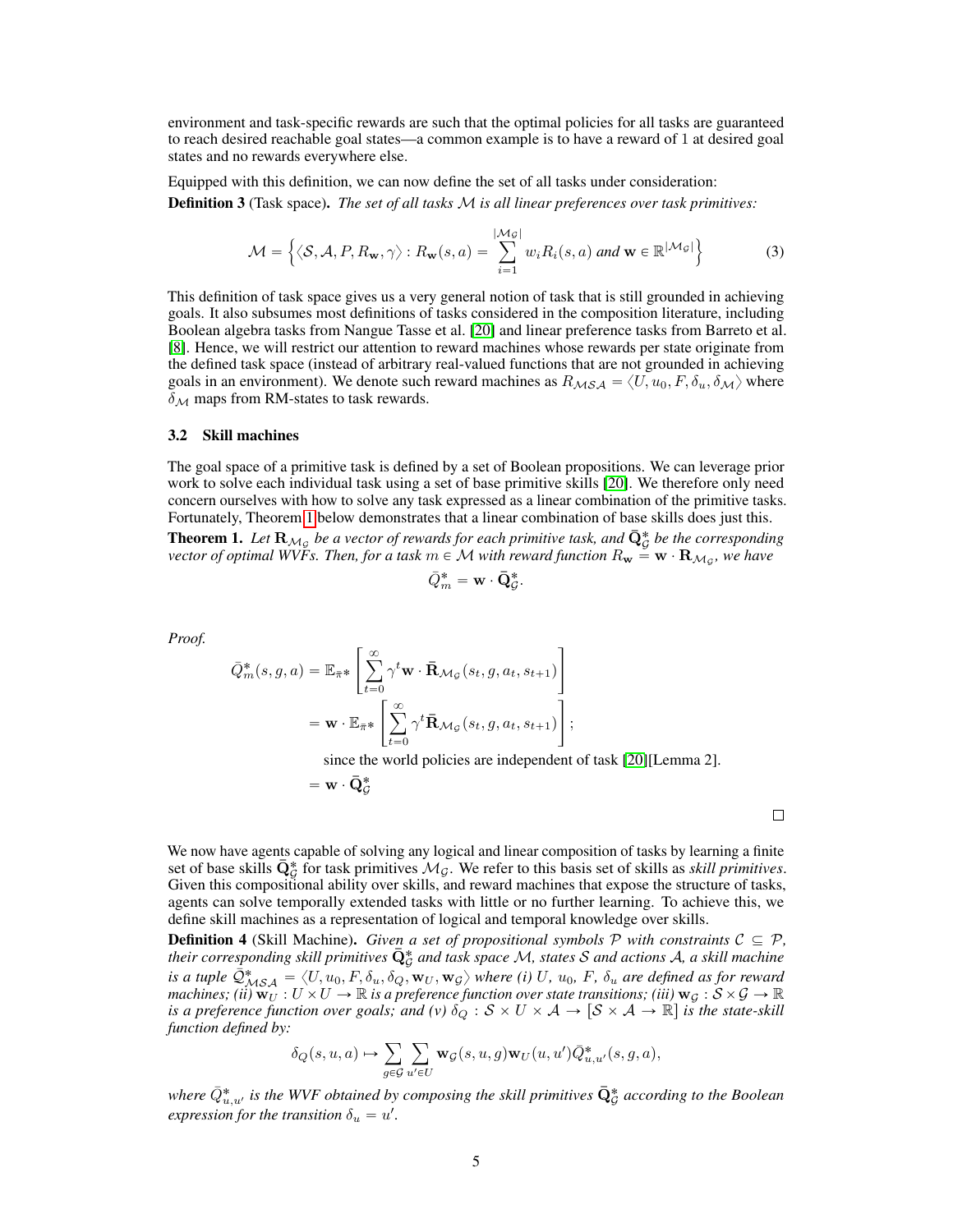environment and task-specific rewards are such that the optimal policies for all tasks are guaranteed to reach desired reachable goal states—a common example is to have a reward of 1 at desired goal states and no rewards everywhere else.

Equipped with this definition, we can now define the set of all tasks under consideration:

**Definition 3** (Task space). *The set of all tasks $\mathcal{M}$ is all linear preferences over task primitives:*

$$\mathcal{M} = \left\{ \langle \mathcal{S}, \mathcal{A}, P, R_{\mathbf{w}}, \gamma \rangle : R_{\mathbf{w}}(s,a) = \sum_{i=1}^{|\mathcal{M}_{\mathcal{G}}|} w_i R_i(s,a) \text{ and } \mathbf{w} \in \mathbb{R}^{|\mathcal{M}_{\mathcal{G}}|} \right\} \tag{3}$$

This definition of task space gives us a very general notion of task that is still grounded in achieving goals. It also subsumes most definitions of tasks considered in the composition literature, including Boolean algebra tasks from Nangue Tasse et al. [20] and linear preference tasks from Barreto et al. [8]. Hence, we will restrict our attention to reward machines whose rewards per state originate from the defined task space (instead of arbitrary real-valued functions that are not grounded in achieving goals in an environment). We denote such reward machines as $R_{\mathcal{MSA}} = \langle U, u_0, F, \delta_u, \delta_{\mathcal{M}} \rangle$ where $\delta_{\mathcal{M}}$ maps from RM-states to task rewards.

### 3.2 Skill machines

The goal space of a primitive task is defined by a set of Boolean propositions. We can leverage prior work to solve each individual task using a set of base primitive skills [20]. We therefore only need concern ourselves with how to solve any task expressed as a linear combination of the primitive tasks. Fortunately, Theorem 1 below demonstrates that a linear combination of base skills does just this.

**Theorem 1.** *Let $\mathbf{R}_{\mathcal{M}_{\mathcal{G}}}$ be a vector of rewards for each primitive task, and $\bar{\mathbf{Q}}^*_{\mathcal{G}}$ be the corresponding vector of optimal WVFs. Then, for a task $m \in \mathcal{M}$ with reward function $R_{\mathbf{w}} = \mathbf{w} \cdot \mathbf{R}_{\mathcal{M}_{\mathcal{G}}}$, we have*

$$\bar{Q}^*_m = \mathbf{w} \cdot \bar{\mathbf{Q}}^*_{\mathcal{G}}.$$

*Proof.*

$$\begin{aligned}
\bar{Q}^*_m(s,g,a) &= \mathbb{E}_{\bar{\pi}^*}\left[ \sum_{t=0}^{\infty} \gamma^t \mathbf{w} \cdot \bar{\mathbf{R}}_{\mathcal{M}_{\mathcal{G}}}(s_t, g, a_t, s_{t+1}) \right] \\
&= \mathbf{w} \cdot \mathbb{E}_{\bar{\pi}^*}\left[ \sum_{t=0}^{\infty} \gamma^t \bar{\mathbf{R}}_{\mathcal{M}_{\mathcal{G}}}(s_t, g, a_t, s_{t+1}) \right]; \\
&\quad \text{since the world policies are independent of task [20][Lemma 2].} \\
&= \mathbf{w} \cdot \bar{\mathbf{Q}}^*_{\mathcal{G}}
\end{aligned}$$

□

We now have agents capable of solving any logical and linear composition of tasks by learning a finite set of base skills $\bar{\mathbf{Q}}^*_{\mathcal{G}}$ for task primitives $\mathcal{M}_{\mathcal{G}}$. We refer to this basis set of skills as *skill primitives*. Given this compositional ability over skills, and reward machines that expose the structure of tasks, agents can solve temporally extended tasks with little or no further learning. To achieve this, we define skill machines as a representation of logical and temporal knowledge over skills.

**Definition 4** (Skill Machine). *Given a set of propositional symbols $\mathcal{P}$ with constraints $\mathcal{C} \subseteq \mathcal{P}$, their corresponding skill primitives $\bar{\mathbf{Q}}^*_{\mathcal{G}}$ and task space $\mathcal{M}$, states $\mathcal{S}$ and actions $\mathcal{A}$, a skill machine is a tuple $\bar{\mathcal{Q}}^*_{\mathcal{MSA}} = \langle U, u_0, F, \delta_u, \delta_Q, \mathbf{w}_U, \mathbf{w}_{\mathcal{G}} \rangle$ where (i) $U$, $u_0$, $F$, $\delta_u$ are defined as for reward machines; (ii) $\mathbf{w}_U : U \times U \to \mathbb{R}$ is a preference function over state transitions; (iii) $\mathbf{w}_{\mathcal{G}} : \mathcal{S} \times \mathcal{G} \to \mathbb{R}$ is a preference function over goals; and (v) $\delta_Q : \mathcal{S} \times U \times \mathcal{A} \to [\mathcal{S} \times \mathcal{A} \to \mathbb{R}]$ is the state-skill function defined by:*

$$\delta_Q(s,u,a) \mapsto \sum_{g \in \mathcal{G}} \sum_{u' \in U} \mathbf{w}_{\mathcal{G}}(s,u,g) \mathbf{w}_U(u,u') \bar{Q}^*_{u,u'}(s,g,a),$$

*where $\bar{Q}^*_{u,u'}$ is the WVF obtained by composing the skill primitives $\bar{\mathbf{Q}}^*_{\mathcal{G}}$ according to the Boolean expression for the transition $\delta_u = u'$.*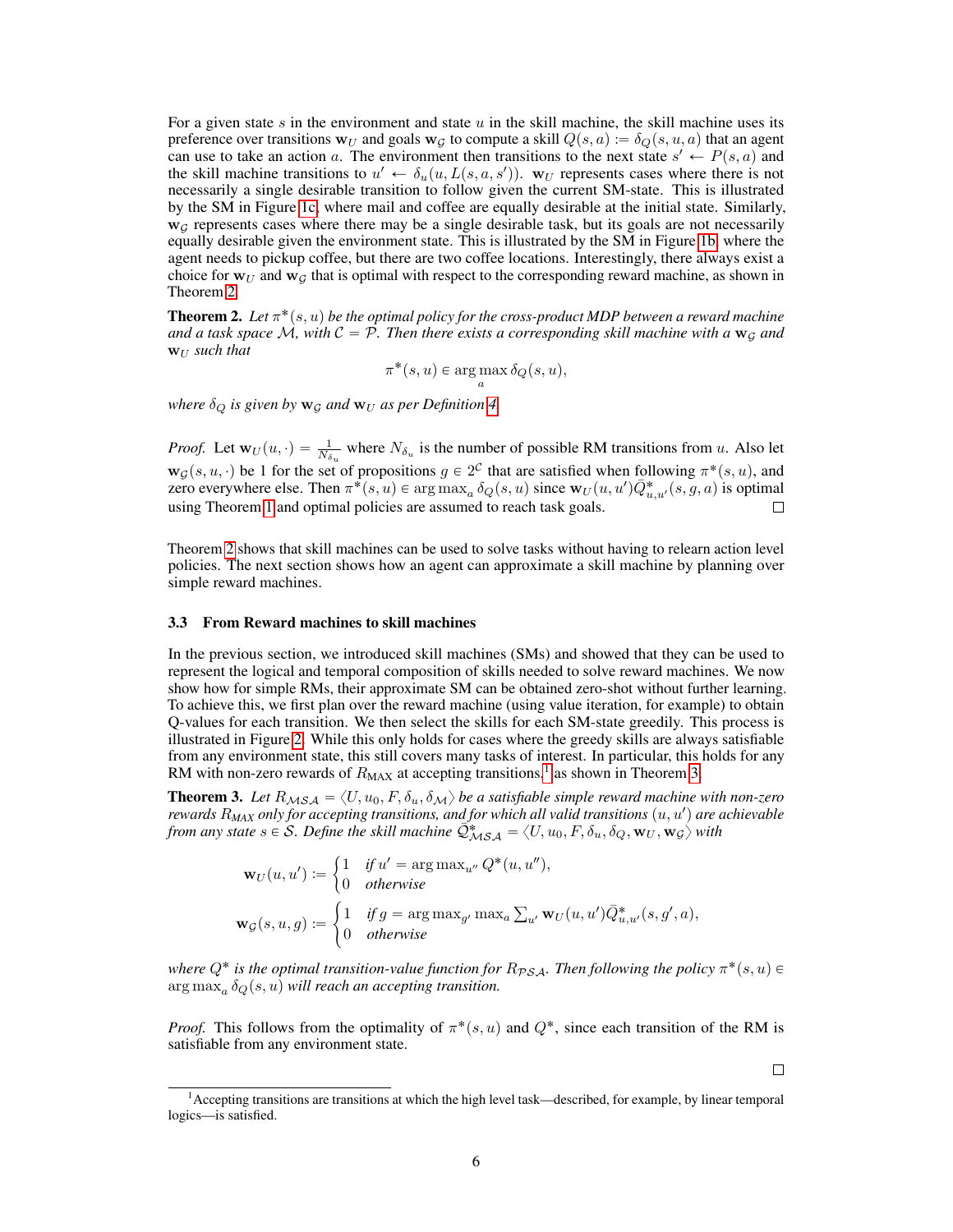For a given state $s$ in the environment and state $u$ in the skill machine, the skill machine uses its preference over transitions $\mathbf{w}_U$ and goals $\mathbf{w}_\mathcal{G}$ to compute a skill $Q(s,a) := \delta_Q(s,u,a)$ that an agent can use to take an action $a$. The environment then transitions to the next state $s' \leftarrow P(s,a)$ and the skill machine transitions to $u' \leftarrow \delta_u(u, L(s,a,s'))$. $\mathbf{w}_U$ represents cases where there is not necessarily a single desirable transition to follow given the current SM-state. This is illustrated by the SM in Figure 1c, where mail and coffee are equally desirable at the initial state. Similarly, $\mathbf{w}_\mathcal{G}$ represents cases where there may be a single desirable task, but its goals are not necessarily equally desirable given the environment state. This is illustrated by the SM in Figure 1b, where the agent needs to pickup coffee, but there are two coffee locations. Interestingly, there always exist a choice for $\mathbf{w}_U$ and $\mathbf{w}_\mathcal{G}$ that is optimal with respect to the corresponding reward machine, as shown in Theorem 2.

**Theorem 2.** *Let $\pi^*(s,u)$ be the optimal policy for the cross-product MDP between a reward machine and a task space $\mathcal{M}$, with $\mathcal{C} = \mathcal{P}$. Then there exists a corresponding skill machine with a $\mathbf{w}_\mathcal{G}$ and $\mathbf{w}_U$ such that*

$$\pi^*(s,u) \in \arg\max_a \delta_Q(s,u),$$

*where $\delta_Q$ is given by $\mathbf{w}_\mathcal{G}$ and $\mathbf{w}_U$ as per Definition 4.*

*Proof.* Let $\mathbf{w}_U(u,\cdot) = \frac{1}{N_{\delta_u}}$ where $N_{\delta_u}$ is the number of possible RM transitions from $u$. Also let $\mathbf{w}_\mathcal{G}(s,u,\cdot)$ be 1 for the set of propositions $g \in 2^\mathcal{C}$ that are satisfied when following $\pi^*(s,u)$, and zero everywhere else. Then $\pi^*(s,u) \in \arg\max_a \delta_Q(s,u)$ since $\mathbf{w}_U(u,u')\bar{Q}^*_{u,u'}(s,g,a)$ is optimal using Theorem 1 and optimal policies are assumed to reach task goals. $\square$

Theorem 2 shows that skill machines can be used to solve tasks without having to relearn action level policies. The next section shows how an agent can approximate a skill machine by planning over simple reward machines.

### 3.3 From Reward machines to skill machines

In the previous section, we introduced skill machines (SMs) and showed that they can be used to represent the logical and temporal composition of skills needed to solve reward machines. We now show how for simple RMs, their approximate SM can be obtained zero-shot without further learning. To achieve this, we first plan over the reward machine (using value iteration, for example) to obtain Q-values for each transition. We then select the skills for each SM-state greedily. This process is illustrated in Figure 2. While this only holds for cases where the greedy skills are always satisfiable from any environment state, this still covers many tasks of interest. In particular, this holds for any RM with non-zero rewards of $R_{\text{MAX}}$ at accepting transitions,[1] as shown in Theorem 3.

**Theorem 3.** *Let $R_{\mathcal{MSA}} = \langle U, u_0, F, \delta_u, \delta_\mathcal{M} \rangle$ be a satisfiable simple reward machine with non-zero rewards $R_{MAX}$ only for accepting transitions, and for which all valid transitions $(u,u')$ are achievable from any state $s \in \mathcal{S}$. Define the skill machine $\bar{\mathcal{Q}}^*_{\mathcal{MSA}} = \langle U, u_0, F, \delta_u, \delta_Q, \mathbf{w}_U, \mathbf{w}_\mathcal{G} \rangle$ with*

$$\mathbf{w}_U(u,u') := \begin{cases} 1 & \text{if } u' = \arg\max_{u''} Q^*(u,u''), \\ 0 & \text{otherwise} \end{cases}$$

$$\mathbf{w}_\mathcal{G}(s,u,g) := \begin{cases} 1 & \text{if } g = \arg\max_{g'} \max_a \sum_{u'} \mathbf{w}_U(u,u')\bar{Q}^*_{u,u'}(s,g',a), \\ 0 & \text{otherwise} \end{cases}$$

*where $Q^*$ is the optimal transition-value function for $R_{\mathcal{PSA}}$. Then following the policy $\pi^*(s,u) \in \arg\max_a \delta_Q(s,u)$ will reach an accepting transition.*

*Proof.* This follows from the optimality of $\pi^*(s,u)$ and $Q^*$, since each transition of the RM is satisfiable from any environment state. $\square$

[1] Accepting transitions are transitions at which the high level task—described, for example, by linear temporal logics—is satisfied.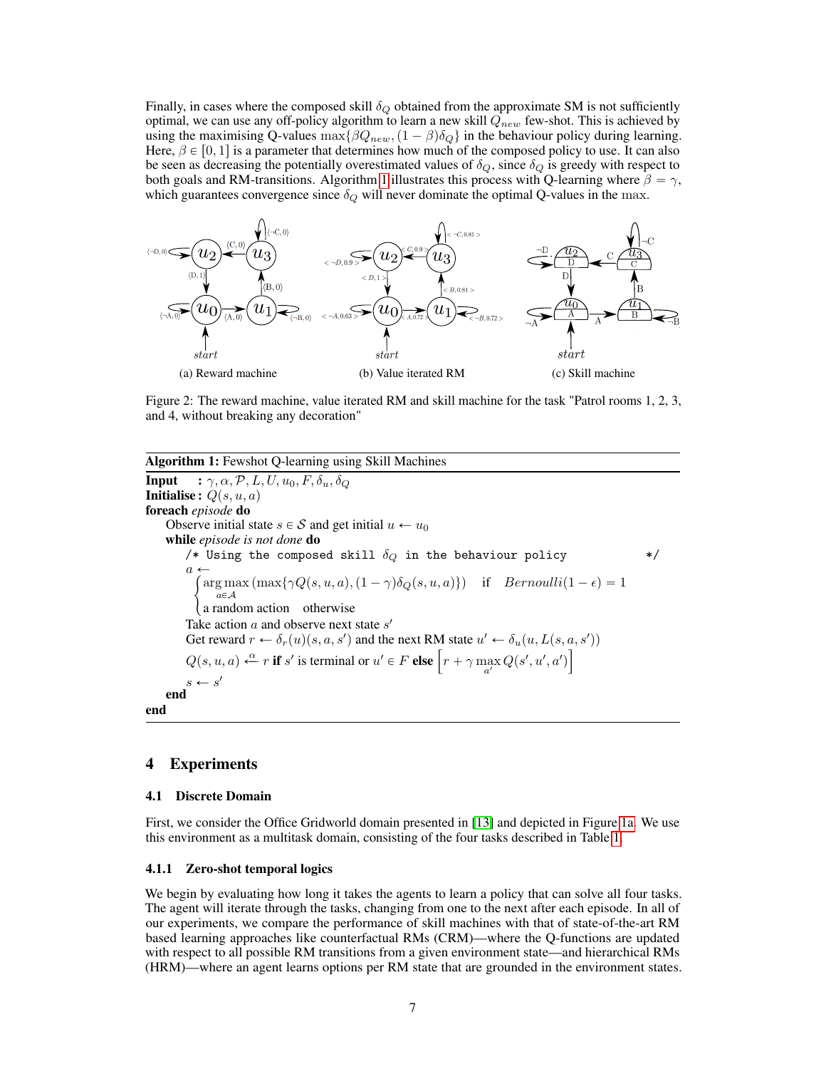Finally, in cases where the composed skill $\delta_Q$ obtained from the approximate SM is not sufficiently optimal, we can use any off-policy algorithm to learn a new skill $Q_{new}$ few-shot. This is achieved by using the maximising Q-values $\max\{\beta Q_{new}, (1-\beta)\delta_Q\}$ in the behaviour policy during learning. Here, $\beta \in [0,1]$ is a parameter that determines how much of the composed policy to use. It can also be seen as decreasing the potentially overestimated values of $\delta_Q$, since $\delta_Q$ is greedy with respect to both goals and RM-transitions. Algorithm 1 illustrates this process with Q-learning where $\beta = \gamma$, which guarantees convergence since $\delta_Q$ will never dominate the optimal Q-values in the max.

(a) Reward machine (b) Value iterated RM (c) Skill machine

Figure 2: The reward machine, value iterated RM and skill machine for the task "Patrol rooms 1, 2, 3, and 4, without breaking any decoration"

**Algorithm 1:** Fewshot Q-learning using Skill Machines

**Input** : $\gamma, \alpha, \mathcal{P}, L, U, u_0, F, \delta_u, \delta_Q$
**Initialise :** $Q(s, u, a)$
**foreach** *episode* **do**
  Observe initial state $s \in \mathcal{S}$ and get initial $u \leftarrow u_0$
  **while** *episode is not done* **do**
    `/* Using the composed skill` $\delta_Q$ `in the behaviour policy */`
    $a \leftarrow \begin{cases} \arg\max\limits_{a \in \mathcal{A}} \left(\max\{\gamma Q(s,u,a), (1-\gamma)\delta_Q(s,u,a)\}\right) & \text{if} \quad Bernoulli(1-\epsilon) = 1 \\ \text{a random action} & \text{otherwise} \end{cases}$
    Take action $a$ and observe next state $s'$
    Get reward $r \leftarrow \delta_r(u)(s, a, s')$ and the next RM state $u' \leftarrow \delta_u(u, L(s, a, s'))$
    $Q(s,u,a) \xleftarrow{\alpha} r$ **if** $s'$ is terminal or $u' \in F$ **else** $\left[r + \gamma \max\limits_{a'} Q(s', u', a')\right]$
    $s \leftarrow s'$
  **end**
**end**

## 4 Experiments

### 4.1 Discrete Domain

First, we consider the Office Gridworld domain presented in [13] and depicted in Figure 1a. We use this environment as a multitask domain, consisting of the four tasks described in Table 1.

#### 4.1.1 Zero-shot temporal logics

We begin by evaluating how long it takes the agents to learn a policy that can solve all four tasks. The agent will iterate through the tasks, changing from one to the next after each episode. In all of our experiments, we compare the performance of skill machines with that of state-of-the-art RM based learning approaches like counterfactual RMs (CRM)—where the Q-functions are updated with respect to all possible RM transitions from a given environment state—and hierarchical RMs (HRM)—where an agent learns options per RM state that are grounded in the environment states.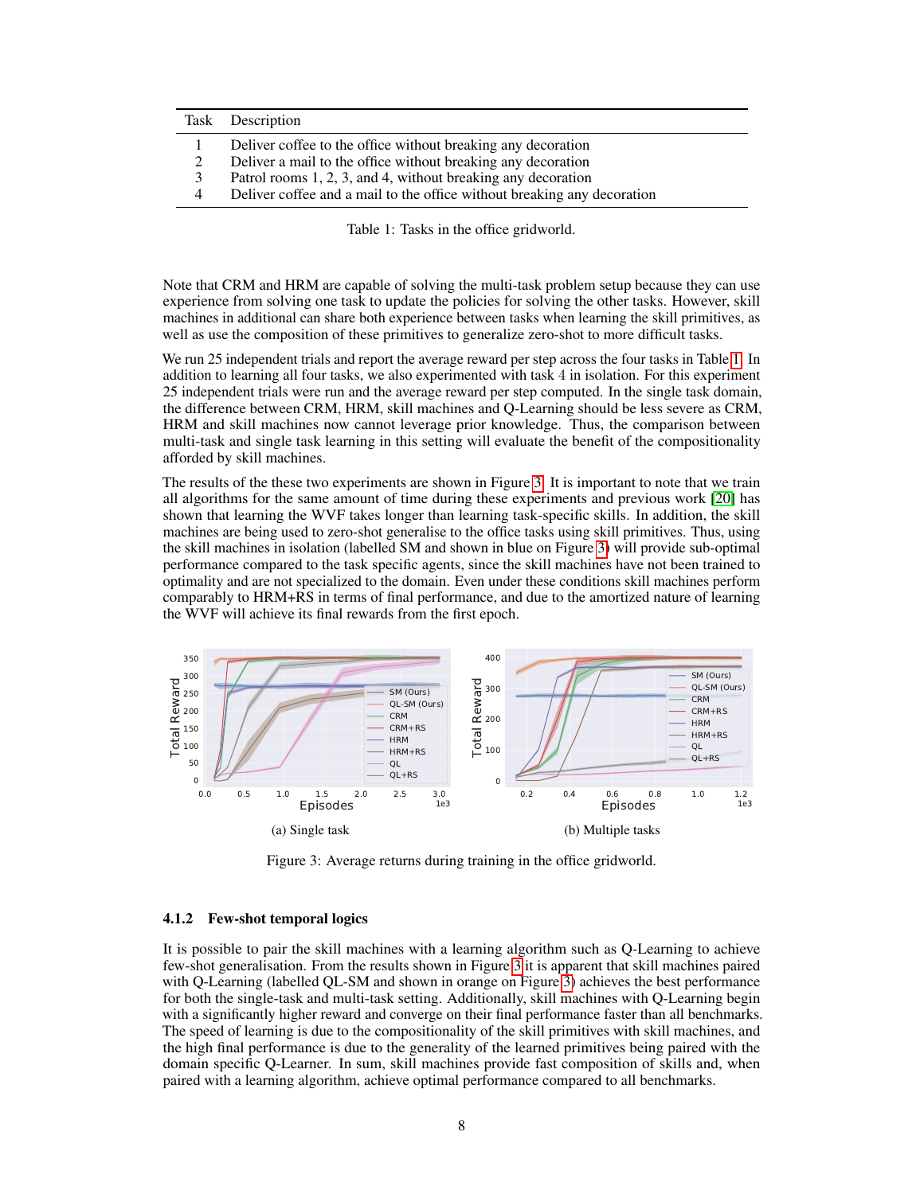| Task | Description |
|---|---|
| 1 | Deliver coffee to the office without breaking any decoration |
| 2 | Deliver a mail to the office without breaking any decoration |
| 3 | Patrol rooms 1, 2, 3, and 4, without breaking any decoration |
| 4 | Deliver coffee and a mail to the office without breaking any decoration |

Table 1: Tasks in the office gridworld.

Note that CRM and HRM are capable of solving the multi-task problem setup because they can use experience from solving one task to update the policies for solving the other tasks. However, skill machines in additional can share both experience between tasks when learning the skill primitives, as well as use the composition of these primitives to generalize zero-shot to more difficult tasks.

We run 25 independent trials and report the average reward per step across the four tasks in Table 1. In addition to learning all four tasks, we also experimented with task 4 in isolation. For this experiment 25 independent trials were run and the average reward per step computed. In the single task domain, the difference between CRM, HRM, skill machines and Q-Learning should be less severe as CRM, HRM and skill machines now cannot leverage prior knowledge. Thus, the comparison between multi-task and single task learning in this setting will evaluate the benefit of the compositionality afforded by skill machines.

The results of the these two experiments are shown in Figure 3. It is important to note that we train all algorithms for the same amount of time during these experiments and previous work [20] has shown that learning the WVF takes longer than learning task-specific skills. In addition, the skill machines are being used to zero-shot generalise to the office tasks using skill primitives. Thus, using the skill machines in isolation (labelled SM and shown in blue on Figure 3) will provide sub-optimal performance compared to the task specific agents, since the skill machines have not been trained to optimality and are not specialized to the domain. Even under these conditions skill machines perform comparably to HRM+RS in terms of final performance, and due to the amortized nature of learning the WVF will achieve its final rewards from the first epoch.

(a) Single task

(b) Multiple tasks

Figure 3: Average returns during training in the office gridworld.

### 4.1.2 Few-shot temporal logics

It is possible to pair the skill machines with a learning algorithm such as Q-Learning to achieve few-shot generalisation. From the results shown in Figure 3 it is apparent that skill machines paired with Q-Learning (labelled QL-SM and shown in orange on Figure 3) achieves the best performance for both the single-task and multi-task setting. Additionally, skill machines with Q-Learning begin with a significantly higher reward and converge on their final performance faster than all benchmarks. The speed of learning is due to the compositionality of the skill primitives with skill machines, and the high final performance is due to the generality of the learned primitives being paired with the domain specific Q-Learner. In sum, skill machines provide fast composition of skills and, when paired with a learning algorithm, achieve optimal performance compared to all benchmarks.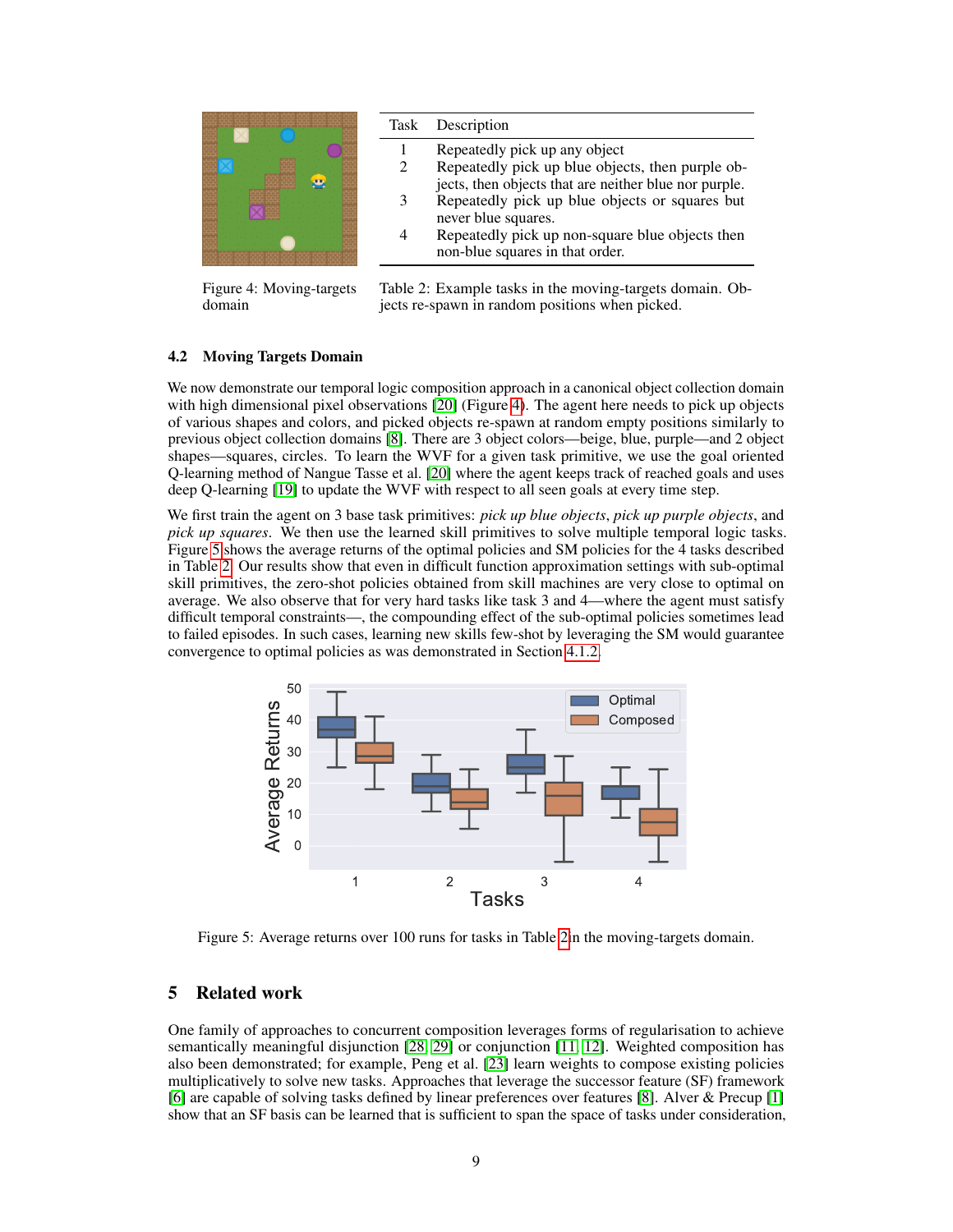Figure 4: Moving-targets domain

| Task | Description |
|---|---|
| 1 | Repeatedly pick up any object |
| 2 | Repeatedly pick up blue objects, then purple objects, then objects that are neither blue nor purple. |
| 3 | Repeatedly pick up blue objects or squares but never blue squares. |
| 4 | Repeatedly pick up non-square blue objects then non-blue squares in that order. |

Table 2: Example tasks in the moving-targets domain. Objects re-spawn in random positions when picked.

### 4.2 Moving Targets Domain

We now demonstrate our temporal logic composition approach in a canonical object collection domain with high dimensional pixel observations [20] (Figure 4). The agent here needs to pick up objects of various shapes and colors, and picked objects re-spawn at random empty positions similarly to previous object collection domains [8]. There are 3 object colors—beige, blue, purple—and 2 object shapes—squares, circles. To learn the WVF for a given task primitive, we use the goal oriented Q-learning method of Nangue Tasse et al. [20] where the agent keeps track of reached goals and uses deep Q-learning [19] to update the WVF with respect to all seen goals at every time step.

We first train the agent on 3 base task primitives: *pick up blue objects*, *pick up purple objects*, and *pick up squares*. We then use the learned skill primitives to solve multiple temporal logic tasks. Figure 5 shows the average returns of the optimal policies and SM policies for the 4 tasks described in Table 2. Our results show that even in difficult function approximation settings with sub-optimal skill primitives, the zero-shot policies obtained from skill machines are very close to optimal on average. We also observe that for very hard tasks like task 3 and 4—where the agent must satisfy difficult temporal constraints—, the compounding effect of the sub-optimal policies sometimes lead to failed episodes. In such cases, learning new skills few-shot by leveraging the SM would guarantee convergence to optimal policies as was demonstrated in Section 4.1.2.

Figure 5: Average returns over 100 runs for tasks in Table 2 in the moving-targets domain.

## 5 Related work

One family of approaches to concurrent composition leverages forms of regularisation to achieve semantically meaningful disjunction [28, 29] or conjunction [11, 12]. Weighted composition has also been demonstrated; for example, Peng et al. [23] learn weights to compose existing policies multiplicatively to solve new tasks. Approaches that leverage the successor feature (SF) framework [6] are capable of solving tasks defined by linear preferences over features [8]. Alver & Precup [1] show that an SF basis can be learned that is sufficient to span the space of tasks under consideration,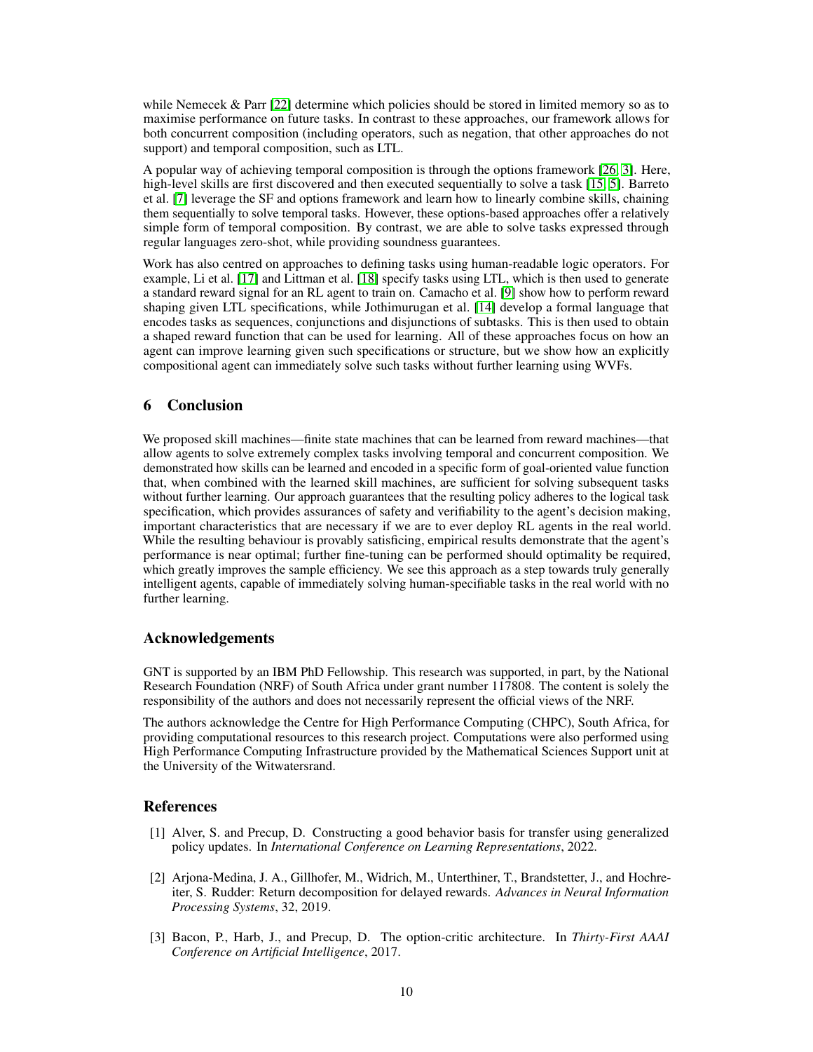while Nemecek & Parr [22] determine which policies should be stored in limited memory so as to maximise performance on future tasks. In contrast to these approaches, our framework allows for both concurrent composition (including operators, such as negation, that other approaches do not support) and temporal composition, such as LTL.

A popular way of achieving temporal composition is through the options framework [26, 3]. Here, high-level skills are first discovered and then executed sequentially to solve a task [15, 5]. Barreto et al. [7] leverage the SF and options framework and learn how to linearly combine skills, chaining them sequentially to solve temporal tasks. However, these options-based approaches offer a relatively simple form of temporal composition. By contrast, we are able to solve tasks expressed through regular languages zero-shot, while providing soundness guarantees.

Work has also centred on approaches to defining tasks using human-readable logic operators. For example, Li et al. [17] and Littman et al. [18] specify tasks using LTL, which is then used to generate a standard reward signal for an RL agent to train on. Camacho et al. [9] show how to perform reward shaping given LTL specifications, while Jothimurugan et al. [14] develop a formal language that encodes tasks as sequences, conjunctions and disjunctions of subtasks. This is then used to obtain a shaped reward function that can be used for learning. All of these approaches focus on how an agent can improve learning given such specifications or structure, but we show how an explicitly compositional agent can immediately solve such tasks without further learning using WVFs.

## 6 Conclusion

We proposed skill machines—finite state machines that can be learned from reward machines—that allow agents to solve extremely complex tasks involving temporal and concurrent composition. We demonstrated how skills can be learned and encoded in a specific form of goal-oriented value function that, when combined with the learned skill machines, are sufficient for solving subsequent tasks without further learning. Our approach guarantees that the resulting policy adheres to the logical task specification, which provides assurances of safety and verifiability to the agent's decision making, important characteristics that are necessary if we are to ever deploy RL agents in the real world. While the resulting behaviour is provably satisficing, empirical results demonstrate that the agent's performance is near optimal; further fine-tuning can be performed should optimality be required, which greatly improves the sample efficiency. We see this approach as a step towards truly generally intelligent agents, capable of immediately solving human-specifiable tasks in the real world with no further learning.

## Acknowledgements

GNT is supported by an IBM PhD Fellowship. This research was supported, in part, by the National Research Foundation (NRF) of South Africa under grant number 117808. The content is solely the responsibility of the authors and does not necessarily represent the official views of the NRF.

The authors acknowledge the Centre for High Performance Computing (CHPC), South Africa, for providing computational resources to this research project. Computations were also performed using High Performance Computing Infrastructure provided by the Mathematical Sciences Support unit at the University of the Witwatersrand.

## References

[1] Alver, S. and Precup, D. Constructing a good behavior basis for transfer using generalized policy updates. In *International Conference on Learning Representations*, 2022.

[2] Arjona-Medina, J. A., Gillhofer, M., Widrich, M., Unterthiner, T., Brandstetter, J., and Hochreiter, S. Rudder: Return decomposition for delayed rewards. *Advances in Neural Information Processing Systems*, 32, 2019.

[3] Bacon, P., Harb, J., and Precup, D. The option-critic architecture. In *Thirty-First AAAI Conference on Artificial Intelligence*, 2017.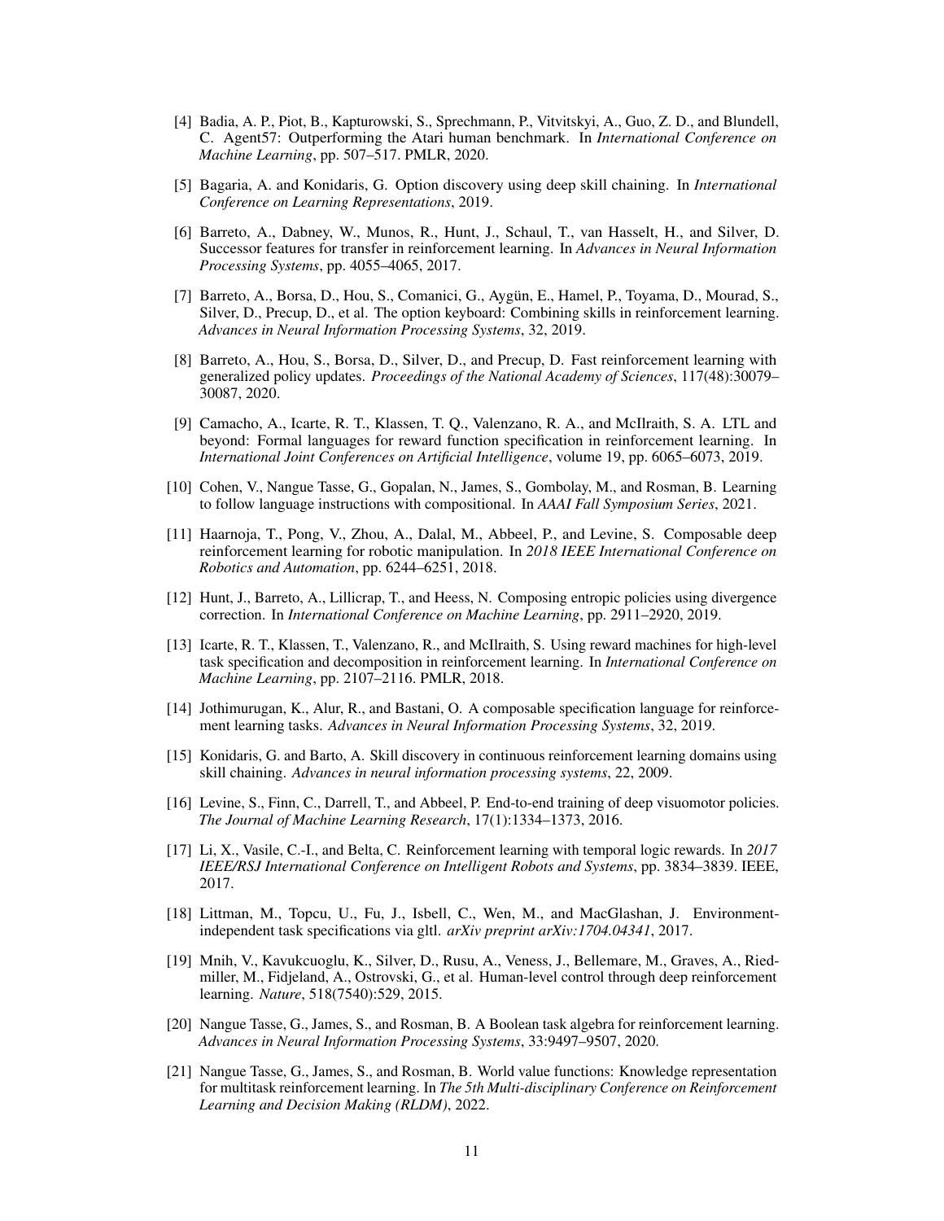[4] Badia, A. P., Piot, B., Kapturowski, S., Sprechmann, P., Vitvitskyi, A., Guo, Z. D., and Blundell, C. Agent57: Outperforming the Atari human benchmark. In *International Conference on Machine Learning*, pp. 507–517. PMLR, 2020.

[5] Bagaria, A. and Konidaris, G. Option discovery using deep skill chaining. In *International Conference on Learning Representations*, 2019.

[6] Barreto, A., Dabney, W., Munos, R., Hunt, J., Schaul, T., van Hasselt, H., and Silver, D. Successor features for transfer in reinforcement learning. In *Advances in Neural Information Processing Systems*, pp. 4055–4065, 2017.

[7] Barreto, A., Borsa, D., Hou, S., Comanici, G., Aygün, E., Hamel, P., Toyama, D., Mourad, S., Silver, D., Precup, D., et al. The option keyboard: Combining skills in reinforcement learning. *Advances in Neural Information Processing Systems*, 32, 2019.

[8] Barreto, A., Hou, S., Borsa, D., Silver, D., and Precup, D. Fast reinforcement learning with generalized policy updates. *Proceedings of the National Academy of Sciences*, 117(48):30079–30087, 2020.

[9] Camacho, A., Icarte, R. T., Klassen, T. Q., Valenzano, R. A., and McIlraith, S. A. LTL and beyond: Formal languages for reward function specification in reinforcement learning. In *International Joint Conferences on Artificial Intelligence*, volume 19, pp. 6065–6073, 2019.

[10] Cohen, V., Nangue Tasse, G., Gopalan, N., James, S., Gombolay, M., and Rosman, B. Learning to follow language instructions with compositional. In *AAAI Fall Symposium Series*, 2021.

[11] Haarnoja, T., Pong, V., Zhou, A., Dalal, M., Abbeel, P., and Levine, S. Composable deep reinforcement learning for robotic manipulation. In *2018 IEEE International Conference on Robotics and Automation*, pp. 6244–6251, 2018.

[12] Hunt, J., Barreto, A., Lillicrap, T., and Heess, N. Composing entropic policies using divergence correction. In *International Conference on Machine Learning*, pp. 2911–2920, 2019.

[13] Icarte, R. T., Klassen, T., Valenzano, R., and McIlraith, S. Using reward machines for high-level task specification and decomposition in reinforcement learning. In *International Conference on Machine Learning*, pp. 2107–2116. PMLR, 2018.

[14] Jothimurugan, K., Alur, R., and Bastani, O. A composable specification language for reinforcement learning tasks. *Advances in Neural Information Processing Systems*, 32, 2019.

[15] Konidaris, G. and Barto, A. Skill discovery in continuous reinforcement learning domains using skill chaining. *Advances in neural information processing systems*, 22, 2009.

[16] Levine, S., Finn, C., Darrell, T., and Abbeel, P. End-to-end training of deep visuomotor policies. *The Journal of Machine Learning Research*, 17(1):1334–1373, 2016.

[17] Li, X., Vasile, C.-I., and Belta, C. Reinforcement learning with temporal logic rewards. In *2017 IEEE/RSJ International Conference on Intelligent Robots and Systems*, pp. 3834–3839. IEEE, 2017.

[18] Littman, M., Topcu, U., Fu, J., Isbell, C., Wen, M., and MacGlashan, J. Environment-independent task specifications via gltl. *arXiv preprint arXiv:1704.04341*, 2017.

[19] Mnih, V., Kavukcuoglu, K., Silver, D., Rusu, A., Veness, J., Bellemare, M., Graves, A., Riedmiller, M., Fidjeland, A., Ostrovski, G., et al. Human-level control through deep reinforcement learning. *Nature*, 518(7540):529, 2015.

[20] Nangue Tasse, G., James, S., and Rosman, B. A Boolean task algebra for reinforcement learning. *Advances in Neural Information Processing Systems*, 33:9497–9507, 2020.

[21] Nangue Tasse, G., James, S., and Rosman, B. World value functions: Knowledge representation for multitask reinforcement learning. In *The 5th Multi-disciplinary Conference on Reinforcement Learning and Decision Making (RLDM)*, 2022.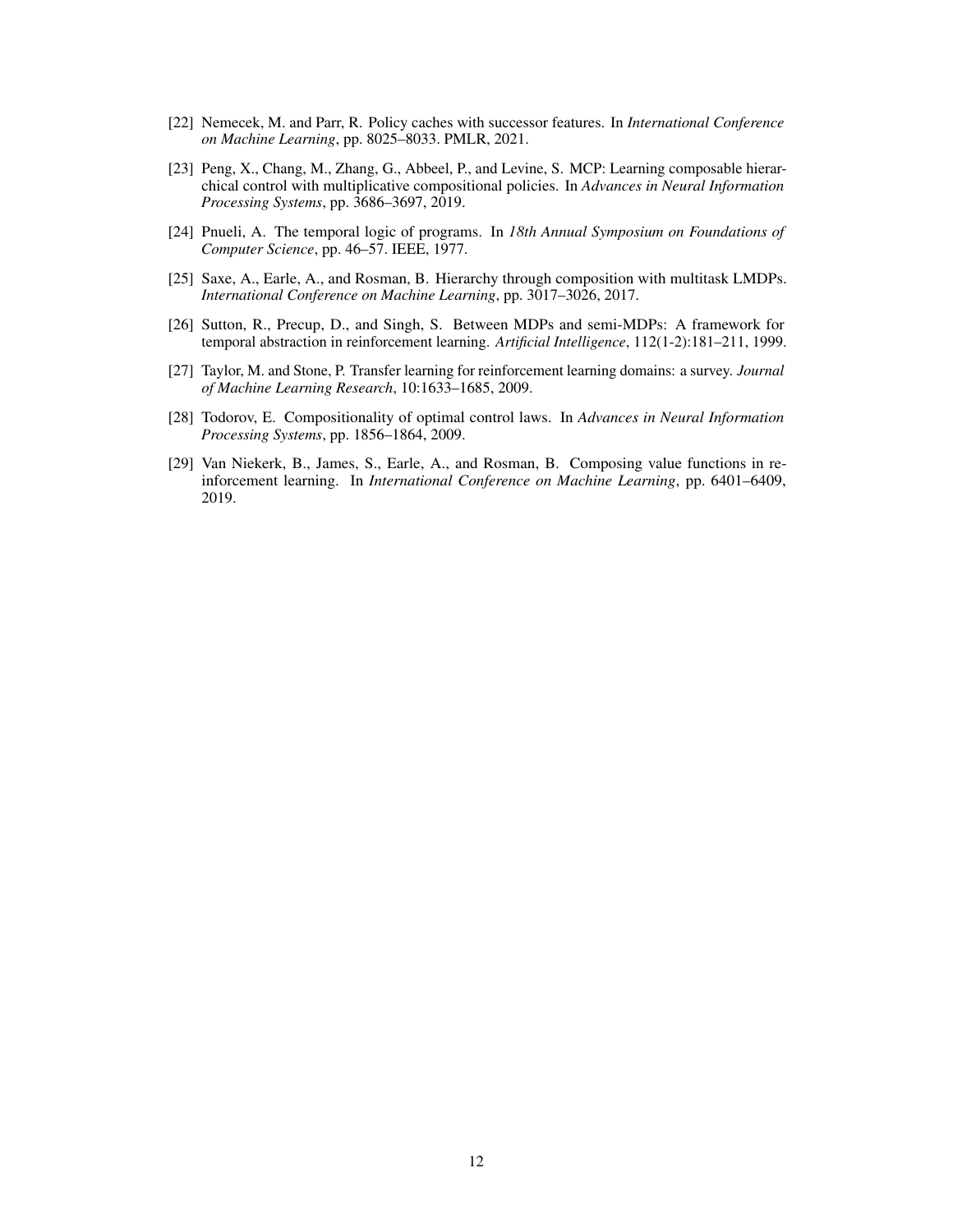[22] Nemecek, M. and Parr, R. Policy caches with successor features. In *International Conference on Machine Learning*, pp. 8025–8033. PMLR, 2021.

[23] Peng, X., Chang, M., Zhang, G., Abbeel, P., and Levine, S. MCP: Learning composable hierarchical control with multiplicative compositional policies. In *Advances in Neural Information Processing Systems*, pp. 3686–3697, 2019.

[24] Pnueli, A. The temporal logic of programs. In *18th Annual Symposium on Foundations of Computer Science*, pp. 46–57. IEEE, 1977.

[25] Saxe, A., Earle, A., and Rosman, B. Hierarchy through composition with multitask LMDPs. *International Conference on Machine Learning*, pp. 3017–3026, 2017.

[26] Sutton, R., Precup, D., and Singh, S. Between MDPs and semi-MDPs: A framework for temporal abstraction in reinforcement learning. *Artificial Intelligence*, 112(1-2):181–211, 1999.

[27] Taylor, M. and Stone, P. Transfer learning for reinforcement learning domains: a survey. *Journal of Machine Learning Research*, 10:1633–1685, 2009.

[28] Todorov, E. Compositionality of optimal control laws. In *Advances in Neural Information Processing Systems*, pp. 1856–1864, 2009.

[29] Van Niekerk, B., James, S., Earle, A., and Rosman, B. Composing value functions in reinforcement learning. In *International Conference on Machine Learning*, pp. 6401–6409, 2019.